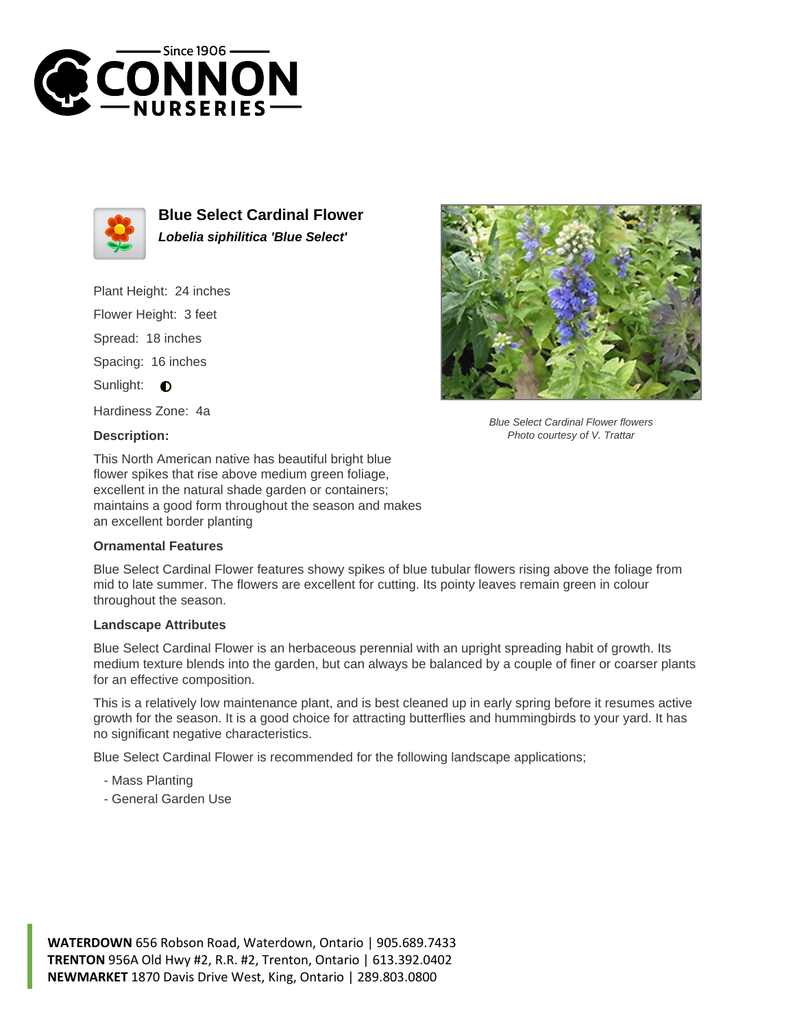# Blue Select Cardinal Flower

***Lobelia siphilitica 'Blue Select'***

Plant Height: 24 inches

Flower Height: 3 feet

Spread: 18 inches

Spacing: 16 inches

Sunlight: ◐

Hardiness Zone: 4a

*Blue Select Cardinal Flower flowers*
*Photo courtesy of V. Trattar*

**Description:**

This North American native has beautiful bright blue flower spikes that rise above medium green foliage, excellent in the natural shade garden or containers; maintains a good form throughout the season and makes an excellent border planting

**Ornamental Features**

Blue Select Cardinal Flower features showy spikes of blue tubular flowers rising above the foliage from mid to late summer. The flowers are excellent for cutting. Its pointy leaves remain green in colour throughout the season.

**Landscape Attributes**

Blue Select Cardinal Flower is an herbaceous perennial with an upright spreading habit of growth. Its medium texture blends into the garden, but can always be balanced by a couple of finer or coarser plants for an effective composition.

This is a relatively low maintenance plant, and is best cleaned up in early spring before it resumes active growth for the season. It is a good choice for attracting butterflies and hummingbirds to your yard. It has no significant negative characteristics.

Blue Select Cardinal Flower is recommended for the following landscape applications;

- Mass Planting
- General Garden Use

**WATERDOWN** 656 Robson Road, Waterdown, Ontario | 905.689.7433
**TRENTON** 956A Old Hwy #2, R.R. #2, Trenton, Ontario | 613.392.0402
**NEWMARKET** 1870 Davis Drive West, King, Ontario | 289.803.0800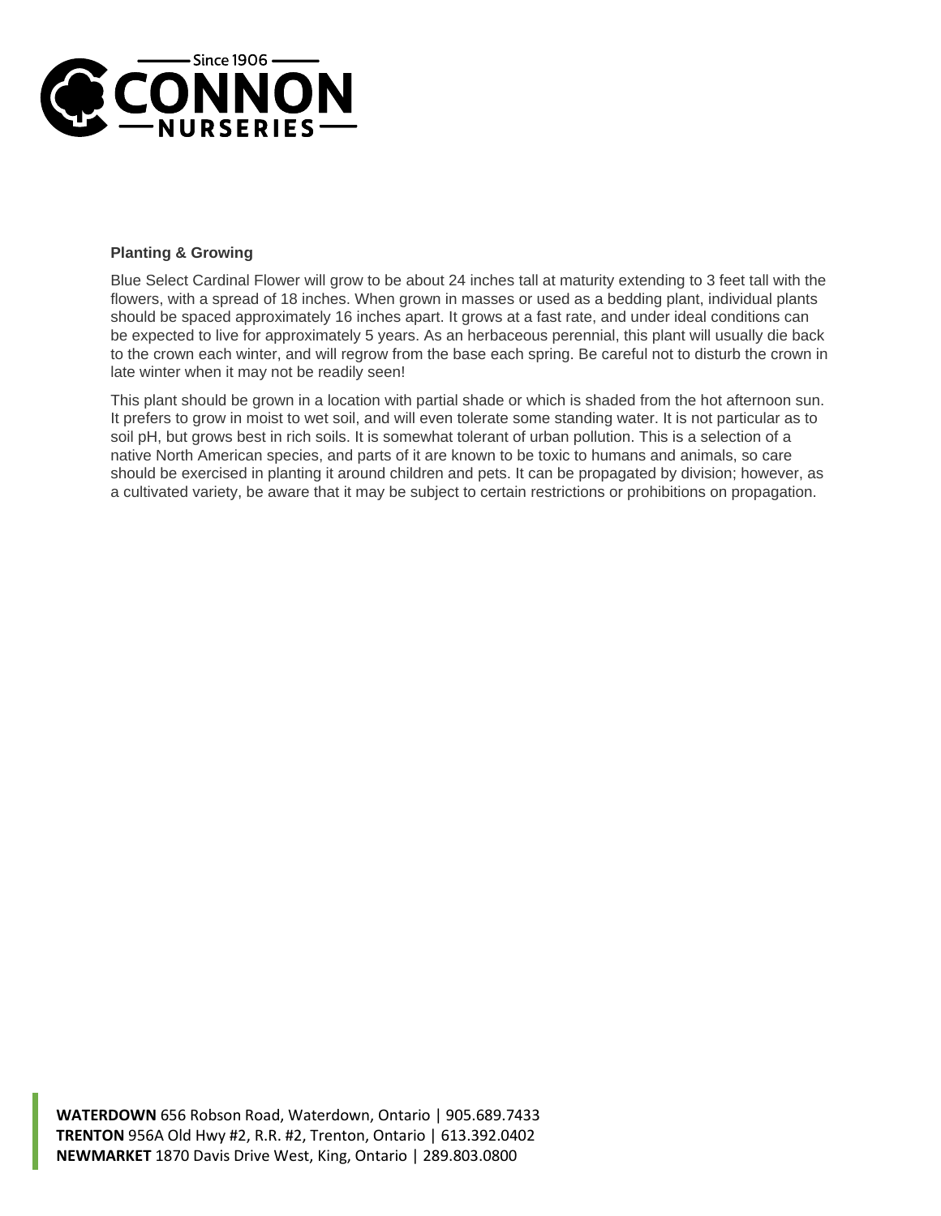## Planting & Growing

Blue Select Cardinal Flower will grow to be about 24 inches tall at maturity extending to 3 feet tall with the flowers, with a spread of 18 inches. When grown in masses or used as a bedding plant, individual plants should be spaced approximately 16 inches apart. It grows at a fast rate, and under ideal conditions can be expected to live for approximately 5 years. As an herbaceous perennial, this plant will usually die back to the crown each winter, and will regrow from the base each spring. Be careful not to disturb the crown in late winter when it may not be readily seen!

This plant should be grown in a location with partial shade or which is shaded from the hot afternoon sun. It prefers to grow in moist to wet soil, and will even tolerate some standing water. It is not particular as to soil pH, but grows best in rich soils. It is somewhat tolerant of urban pollution. This is a selection of a native North American species, and parts of it are known to be toxic to humans and animals, so care should be exercised in planting it around children and pets. It can be propagated by division; however, as a cultivated variety, be aware that it may be subject to certain restrictions or prohibitions on propagation.